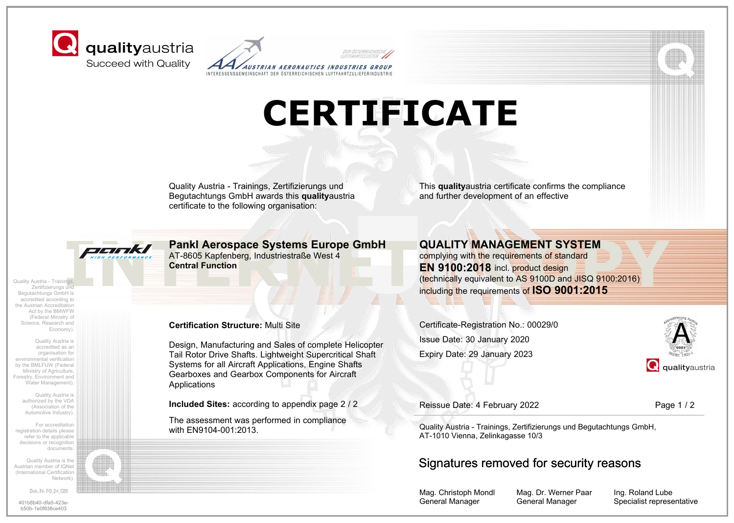qualityaustria
Succeed with Quality

AUSTRIAN AERONAUTICS INDUSTRIES GROUP
INTERESSENSGEMEINSCHAFT DER ÖSTERREICHISCHEN LUFTFAHRTZULIEFERINDUSTRIE

# CERTIFICATE

Quality Austria - Trainings, Zertifizierungs und Begutachtungs GmbH awards this **quality**austria certificate to the following organisation:

**Pankl Aerospace Systems Europe GmbH**
AT-8605 Kapfenberg, Industriestraße West 4
**Central Function**

This **quality**austria certificate confirms the compliance and further development of an effective

**QUALITY MANAGEMENT SYSTEM**
complying with the requirements of standard
**EN 9100:2018** incl. product design
(technically equivalent to AS 9100D and JISQ 9100:2016)
including the requirements of **ISO 9001:2015**

**Certification Structure:** Multi Site

Design, Manufacturing and Sales of complete Helicopter Tail Rotor Drive Shafts. Lightweight Supercritical Shaft Systems for all Aircraft Applications, Engine Shafts Gearboxes and Gearbox Components for Aircraft Applications

**Included Sites:** according to appendix page 2 / 2

The assessment was performed in compliance with EN9104-001:2013.

Certificate-Registration No.: 00029/0
Issue Date: 30 January 2020
Expiry Date: 29 January 2023

Reissue Date: 4 February 2022

Quality Austria - Trainings, Zertifizierungs und Begutachtungs GmbH,
AT-1010 Vienna, Zelinkagasse 10/3

Signatures removed for security reasons

| Mag. Christoph Mondl | Mag. Dr. Werner Paar | Ing. Roland Lube |
| --- | --- | --- |
| General Manager | General Manager | Specialist representative |

Quality Austria - Trainings, Zertifizierungs und Begutachtungs GmbH is accredited according to the Austrian Accreditation Act by the BMWFW (Federal Ministry of Science, Research and Economy).

Quality Austria is accredited as an organisation for environmental verification by the BMLFUW (Federal Ministry of Agriculture, Forestry, Environment and Water Management).

Quality Austria is authorized by the VDA (Association of the Automotive Industry).

For accreditation registration details please refer to the applicable decisions or recognition documents.

Quality Austria is the Austrian member of IQNet (International Certification Network).

Dok. Nr. FO_24_028

401b8b40-dfa5-423e-b50b-1e0f838ce403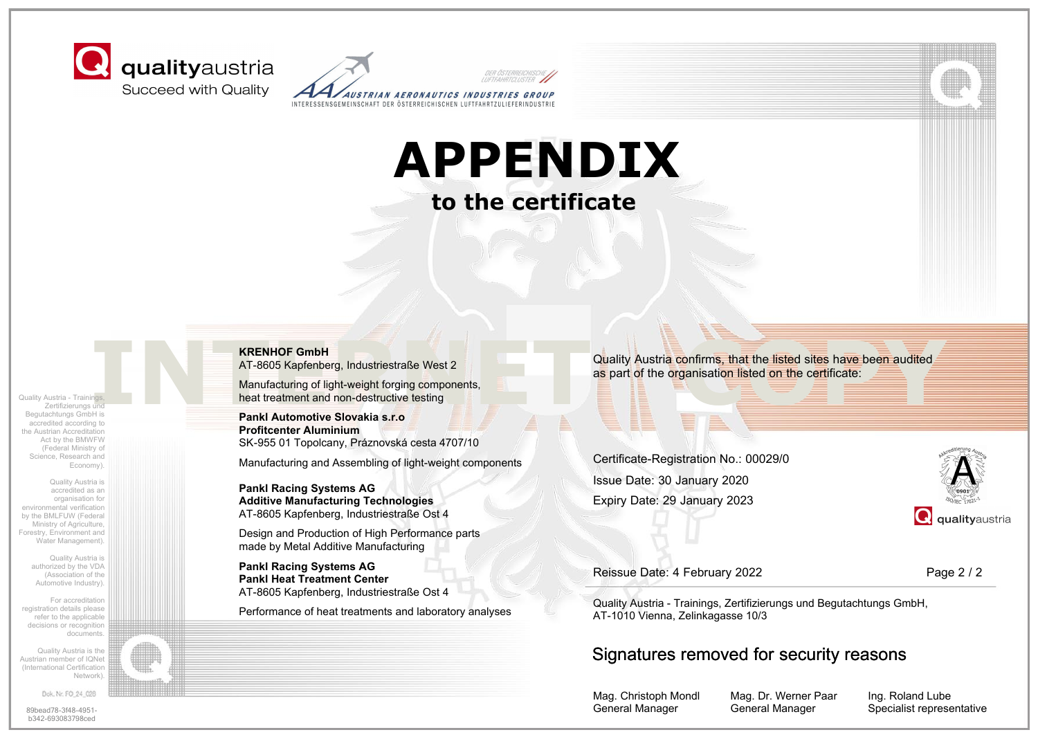qualityaustria
Succeed with Quality

AUSTRIAN AERONAUTICS INDUSTRIES GROUP
INTERESSENSGEMEINSCHAFT DER ÖSTERREICHISCHEN LUFTFAHRTZULIEFERINDUSTRIE

DER ÖSTERREICHISCHE LUFTFAHRTCLUSTER

# APPENDIX

## to the certificate

INTERNET COPY

**KRENHOF GmbH**
AT-8605 Kapfenberg, Industriestraße West 2

Manufacturing of light-weight forging components, heat treatment and non-destructive testing

**Pankl Automotive Slovakia s.r.o**
**Profitcenter Aluminium**
SK-955 01 Topolcany, Práznovská cesta 4707/10

Manufacturing and Assembling of light-weight components

**Pankl Racing Systems AG**
**Additive Manufacturing Technologies**
AT-8605 Kapfenberg, Industriestraße Ost 4

Design and Production of High Performance parts made by Metal Additive Manufacturing

**Pankl Racing Systems AG**
**Pankl Heat Treatment Center**
AT-8605 Kapfenberg, Industriestraße Ost 4

Performance of heat treatments and laboratory analyses

Quality Austria confirms, that the listed sites have been audited as part of the organisation listed on the certificate:

Certificate-Registration No.: 00029/0

Issue Date: 30 January 2020

Expiry Date: 29 January 2023

Akkreditierung Austria 0901 ISO/IEC 17021-1

qualityaustria

Reissue Date: 4 February 2022

Quality Austria - Trainings, Zertifizierungs und Begutachtungs GmbH,
AT-1010 Vienna, Zelinkagasse 10/3

Signatures removed for security reasons

| | | |
|---|---|---|
| Mag. Christoph Mondl | Mag. Dr. Werner Paar | Ing. Roland Lube |
| General Manager | General Manager | Specialist representative |

Quality Austria - Trainings, Zertifizierungs und Begutachtungs GmbH is accredited according to the Austrian Accreditation Act by the BMWFW (Federal Ministry of Science, Research and Economy).

Quality Austria is accredited as an organisation for environmental verification by the BMLFUW (Federal Ministry of Agriculture, Forestry, Environment and Water Management).

Quality Austria is authorized by the VDA (Association of the Automotive Industry).

For accreditation registration details please refer to the applicable decisions or recognition documents.

Quality Austria is the Austrian member of IQNet (International Certification Network).

Dok. Nr. FO_24_028

89bead78-3f48-4951-b342-693083798ced